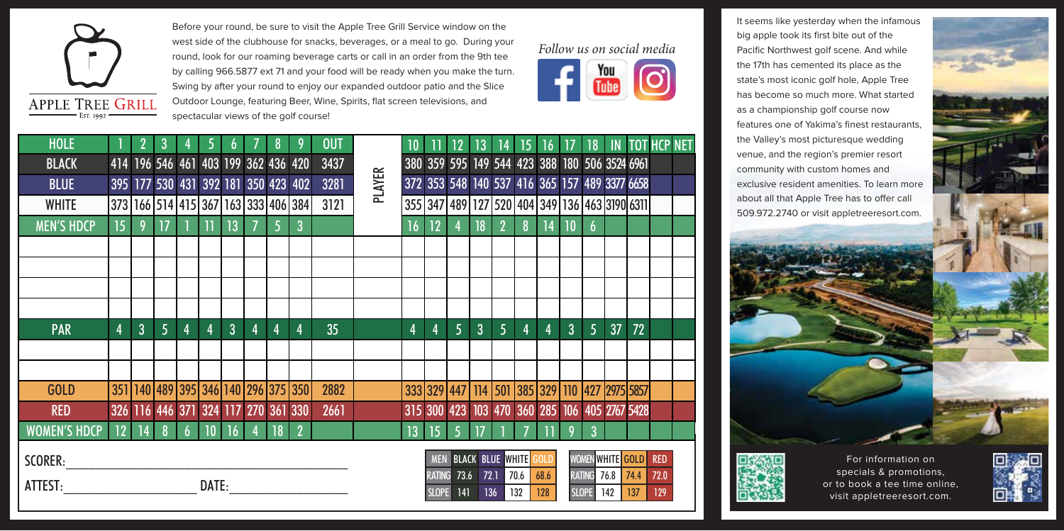APPLE TREE GRILL — Est. 1992

Before your round, be sure to visit the Apple Tree Grill Service window on the west side of the clubhouse for snacks, beverages, or a meal to go. During your round, look for our roaming beverage carts or call in an order from the 9th tee by calling 966.5877 ext 71 and your food will be ready when you make the turn. Swing by after your round to enjoy our expanded outdoor patio and the Slice Outdoor Lounge, featuring Beer, Wine, Spirits, flat screen televisions, and spectacular views of the golf course!

*Follow us on social media*

| HOLE | 1 | 2 | 3 | 4 | 5 | 6 | 7 | 8 | 9 | OUT | PLAYER | 10 | 11 | 12 | 13 | 14 | 15 | 16 | 17 | 18 | IN | TOT | HCP | NET |
|---|---|---|---|---|---|---|---|---|---|---|---|---|---|---|---|---|---|---|---|---|---|---|---|---|
| BLACK | 414 | 196 | 546 | 461 | 403 | 199 | 362 | 436 | 420 | 3437 | | 380 | 359 | 595 | 149 | 544 | 423 | 388 | 180 | 506 | 3524 | 6961 | | |
| BLUE | 395 | 177 | 530 | 431 | 392 | 181 | 350 | 423 | 402 | 3281 | | 372 | 353 | 548 | 140 | 537 | 416 | 365 | 157 | 489 | 3377 | 6658 | | |
| WHITE | 373 | 166 | 514 | 415 | 367 | 163 | 333 | 406 | 384 | 3121 | | 355 | 347 | 489 | 127 | 520 | 404 | 349 | 136 | 463 | 3190 | 6311 | | |
| MEN'S HDCP | 15 | 9 | 17 | 1 | 11 | 13 | 7 | 5 | 3 | | | 16 | 12 | 4 | 18 | 2 | 8 | 14 | 10 | 6 | | | | |
| | | | | | | | | | | | | | | | | | | | | | | | | |
| | | | | | | | | | | | | | | | | | | | | | | | | |
| | | | | | | | | | | | | | | | | | | | | | | | | |
| | | | | | | | | | | | | | | | | | | | | | | | | |
| PAR | 4 | 3 | 5 | 4 | 4 | 3 | 4 | 4 | 4 | 35 | | 4 | 4 | 5 | 3 | 5 | 4 | 4 | 3 | 5 | 37 | 72 | | |
| | | | | | | | | | | | | | | | | | | | | | | | | |
| | | | | | | | | | | | | | | | | | | | | | | | | |
| GOLD | 351 | 140 | 489 | 395 | 346 | 140 | 296 | 375 | 350 | 2882 | | 333 | 329 | 447 | 114 | 501 | 385 | 329 | 110 | 427 | 2975 | 5857 | | |
| RED | 326 | 116 | 446 | 371 | 324 | 117 | 270 | 361 | 330 | 2661 | | 315 | 300 | 423 | 103 | 470 | 360 | 285 | 106 | 405 | 2767 | 5428 | | |
| WOMEN'S HDCP | 12 | 14 | 8 | 6 | 10 | 16 | 4 | 18 | 2 | | | 13 | 15 | 5 | 17 | 1 | 7 | 11 | 9 | 3 | | | | |

SCORER: ______________________

ATTEST: ____________ DATE: ____________

| MEN | BLACK | BLUE | WHITE | GOLD |
|---|---|---|---|---|
| RATING | 73.6 | 72.1 | 70.6 | 68.6 |
| SLOPE | 141 | 136 | 132 | 128 |

| WOMEN | WHITE | GOLD | RED |
|---|---|---|---|
| RATING | 76.8 | 74.4 | 72.0 |
| SLOPE | 142 | 137 | 129 |

It seems like yesterday when the infamous big apple took its first bite out of the Pacific Northwest golf scene. And while the 17th has cemented its place as the state's most iconic golf hole, Apple Tree has become so much more. What started as a championship golf course now features one of Yakima's finest restaurants, the Valley's most picturesque wedding venue, and the region's premier resort community with custom homes and exclusive resident amenities. To learn more about all that Apple Tree has to offer call 509.972.2740 or visit appletreeresort.com.

For information on specials & promotions, or to book a tee time online, visit appletreeresort.com.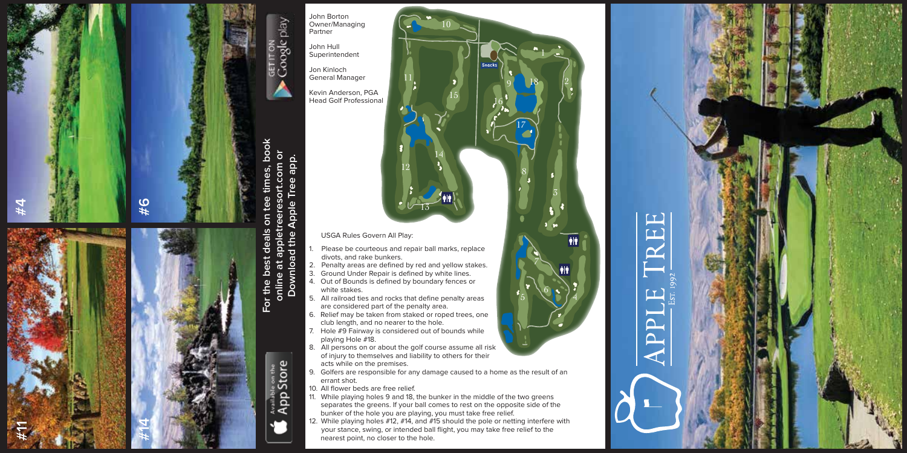#4

#6

#11

#14

For the best deals on tee times, book online at appletreeresort.com or Download the Apple Tree app.

GET IT ON Google play

Available on the App Store

John Borton
Owner/Managing Partner

John Hull
Superintendent

Jon Kinloch
General Manager

Kevin Anderson, PGA
Head Golf Professional

USGA Rules Govern All Play:

1. Please be courteous and repair ball marks, replace divots, and rake bunkers.
2. Penalty areas are defined by red and yellow stakes.
3. Ground Under Repair is defined by white lines.
4. Out of Bounds is defined by boundary fences or white stakes.
5. All railroad ties and rocks that define penalty areas are considered part of the penalty area.
6. Relief may be taken from staked or roped trees, one club length, and no nearer to the hole.
7. Hole #9 Fairway is considered out of bounds while playing Hole #18.
8. All persons on or about the golf course assume all risk of injury to themselves and liability to others for their acts while on the premises.
9. Golfers are responsible for any damage caused to a home as the result of an errant shot.
10. All flower beds are free relief.
11. While playing holes 9 and 18, the bunker in the middle of the two greens separates the greens. If your ball comes to rest on the opposite side of the bunker of the hole you are playing, you must take free relief.
12. While playing holes #12, #14, and #15 should the pole or netting interfere with your stance, swing, or intended ball flight, you may take free relief to the nearest point, no closer to the hole.

Snacks

APPLE TREE
EST. 1992